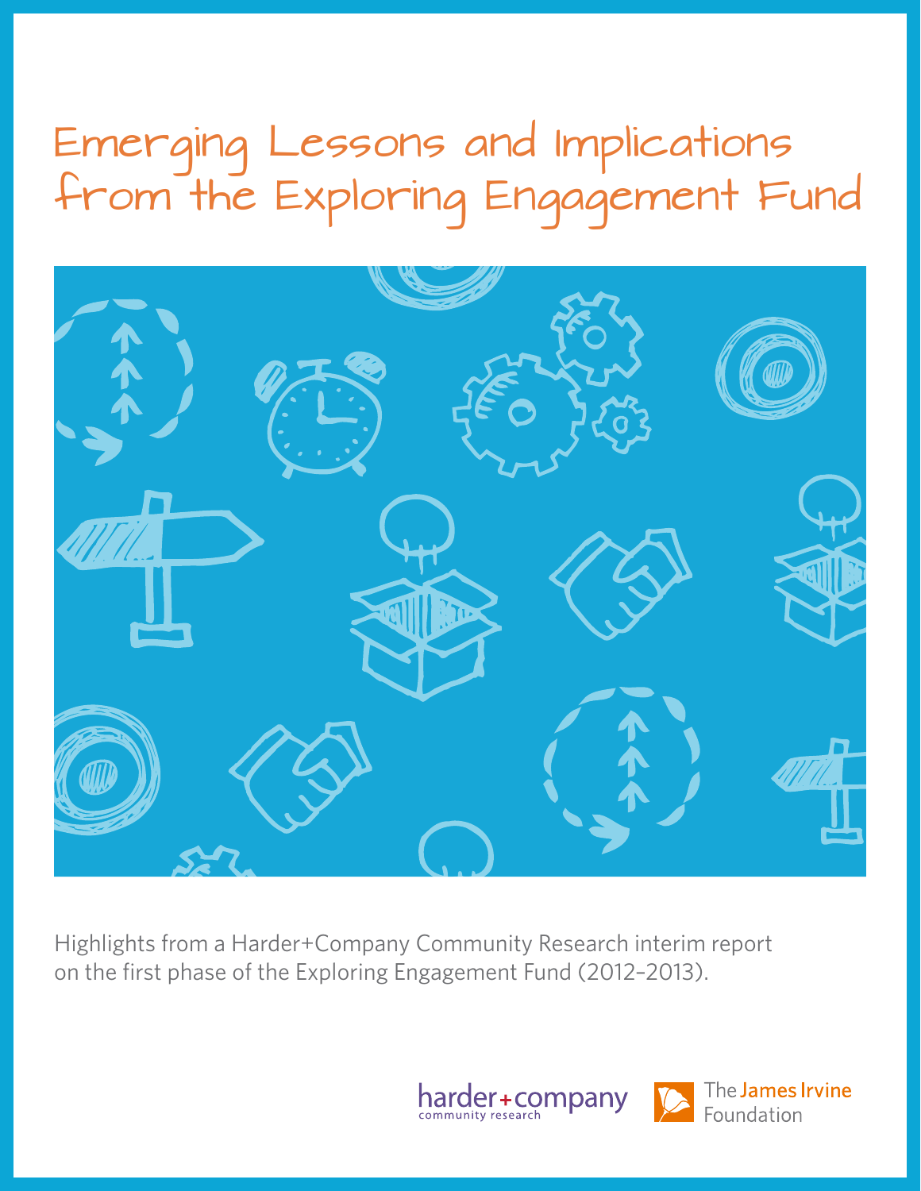# Emerging Lessons and Implications from the Exploring Engagement Fund

Highlights from a Harder+Company Community Research interim report on the first phase of the Exploring Engagement Fund (2012–2013).

harder+company community research

The James Irvine Foundation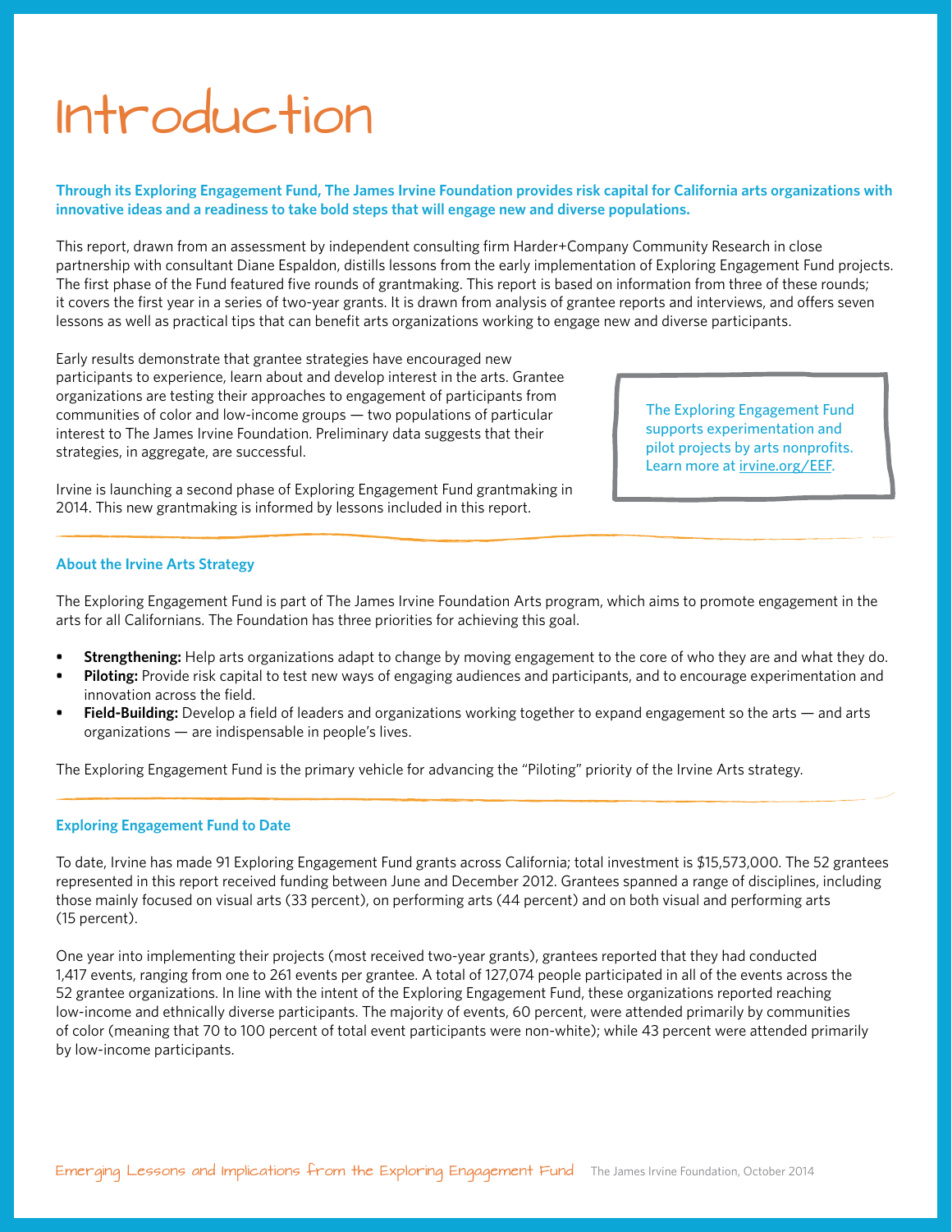# Introduction

**Through its Exploring Engagement Fund, The James Irvine Foundation provides risk capital for California arts organizations with innovative ideas and a readiness to take bold steps that will engage new and diverse populations.**

This report, drawn from an assessment by independent consulting firm Harder+Company Community Research in close partnership with consultant Diane Espaldon, distills lessons from the early implementation of Exploring Engagement Fund projects. The first phase of the Fund featured five rounds of grantmaking. This report is based on information from three of these rounds; it covers the first year in a series of two-year grants. It is drawn from analysis of grantee reports and interviews, and offers seven lessons as well as practical tips that can benefit arts organizations working to engage new and diverse participants.

Early results demonstrate that grantee strategies have encouraged new participants to experience, learn about and develop interest in the arts. Grantee organizations are testing their approaches to engagement of participants from communities of color and low-income groups — two populations of particular interest to The James Irvine Foundation. Preliminary data suggests that their strategies, in aggregate, are successful.

Irvine is launching a second phase of Exploring Engagement Fund grantmaking in 2014. This new grantmaking is informed by lessons included in this report.

> The Exploring Engagement Fund supports experimentation and pilot projects by arts nonprofits. Learn more at irvine.org/EEF.

### About the Irvine Arts Strategy

The Exploring Engagement Fund is part of The James Irvine Foundation Arts program, which aims to promote engagement in the arts for all Californians. The Foundation has three priorities for achieving this goal.

- **Strengthening:** Help arts organizations adapt to change by moving engagement to the core of who they are and what they do.
- **Piloting:** Provide risk capital to test new ways of engaging audiences and participants, and to encourage experimentation and innovation across the field.
- **Field-Building:** Develop a field of leaders and organizations working together to expand engagement so the arts — and arts organizations — are indispensable in people's lives.

The Exploring Engagement Fund is the primary vehicle for advancing the "Piloting" priority of the Irvine Arts strategy.

### Exploring Engagement Fund to Date

To date, Irvine has made 91 Exploring Engagement Fund grants across California; total investment is $15,573,000. The 52 grantees represented in this report received funding between June and December 2012. Grantees spanned a range of disciplines, including those mainly focused on visual arts (33 percent), on performing arts (44 percent) and on both visual and performing arts (15 percent).

One year into implementing their projects (most received two-year grants), grantees reported that they had conducted 1,417 events, ranging from one to 261 events per grantee. A total of 127,074 people participated in all of the events across the 52 grantee organizations. In line with the intent of the Exploring Engagement Fund, these organizations reported reaching low-income and ethnically diverse participants. The majority of events, 60 percent, were attended primarily by communities of color (meaning that 70 to 100 percent of total event participants were non-white); while 43 percent were attended primarily by low-income participants.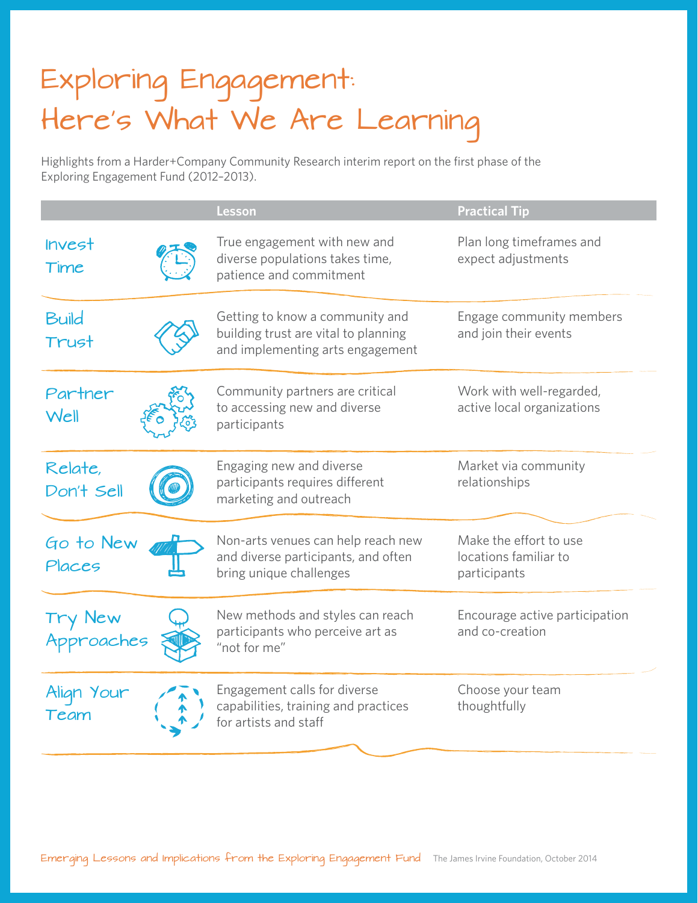# Exploring Engagement: Here's What We Are Learning

Highlights from a Harder+Company Community Research interim report on the first phase of the Exploring Engagement Fund (2012–2013).

| | Lesson | Practical Tip |
|---|---|---|
| Invest Time | True engagement with new and diverse populations takes time, patience and commitment | Plan long timeframes and expect adjustments |
| Build Trust | Getting to know a community and building trust are vital to planning and implementing arts engagement | Engage community members and join their events |
| Partner Well | Community partners are critical to accessing new and diverse participants | Work with well-regarded, active local organizations |
| Relate, Don't Sell | Engaging new and diverse participants requires different marketing and outreach | Market via community relationships |
| Go to New Places | Non-arts venues can help reach new and diverse participants, and often bring unique challenges | Make the effort to use locations familiar to participants |
| Try New Approaches | New methods and styles can reach participants who perceive art as "not for me" | Encourage active participation and co-creation |
| Align Your Team | Engagement calls for diverse capabilities, training and practices for artists and staff | Choose your team thoughtfully |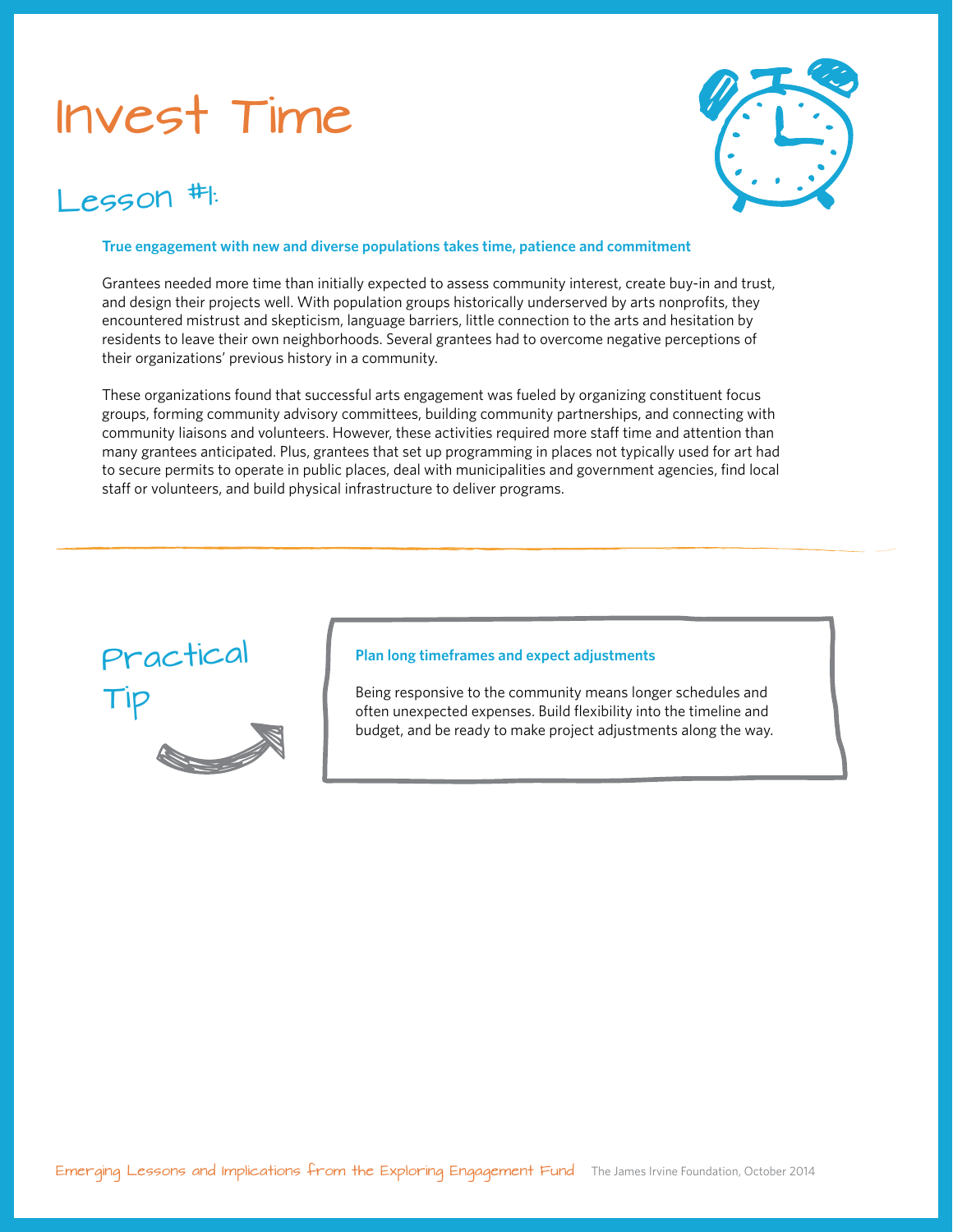# Invest Time

## Lesson #1:

**True engagement with new and diverse populations takes time, patience and commitment**

Grantees needed more time than initially expected to assess community interest, create buy-in and trust, and design their projects well. With population groups historically underserved by arts nonprofits, they encountered mistrust and skepticism, language barriers, little connection to the arts and hesitation by residents to leave their own neighborhoods. Several grantees had to overcome negative perceptions of their organizations' previous history in a community.

These organizations found that successful arts engagement was fueled by organizing constituent focus groups, forming community advisory committees, building community partnerships, and connecting with community liaisons and volunteers. However, these activities required more staff time and attention than many grantees anticipated. Plus, grantees that set up programming in places not typically used for art had to secure permits to operate in public places, deal with municipalities and government agencies, find local staff or volunteers, and build physical infrastructure to deliver programs.

---

## Practical Tip

**Plan long timeframes and expect adjustments**

Being responsive to the community means longer schedules and often unexpected expenses. Build flexibility into the timeline and budget, and be ready to make project adjustments along the way.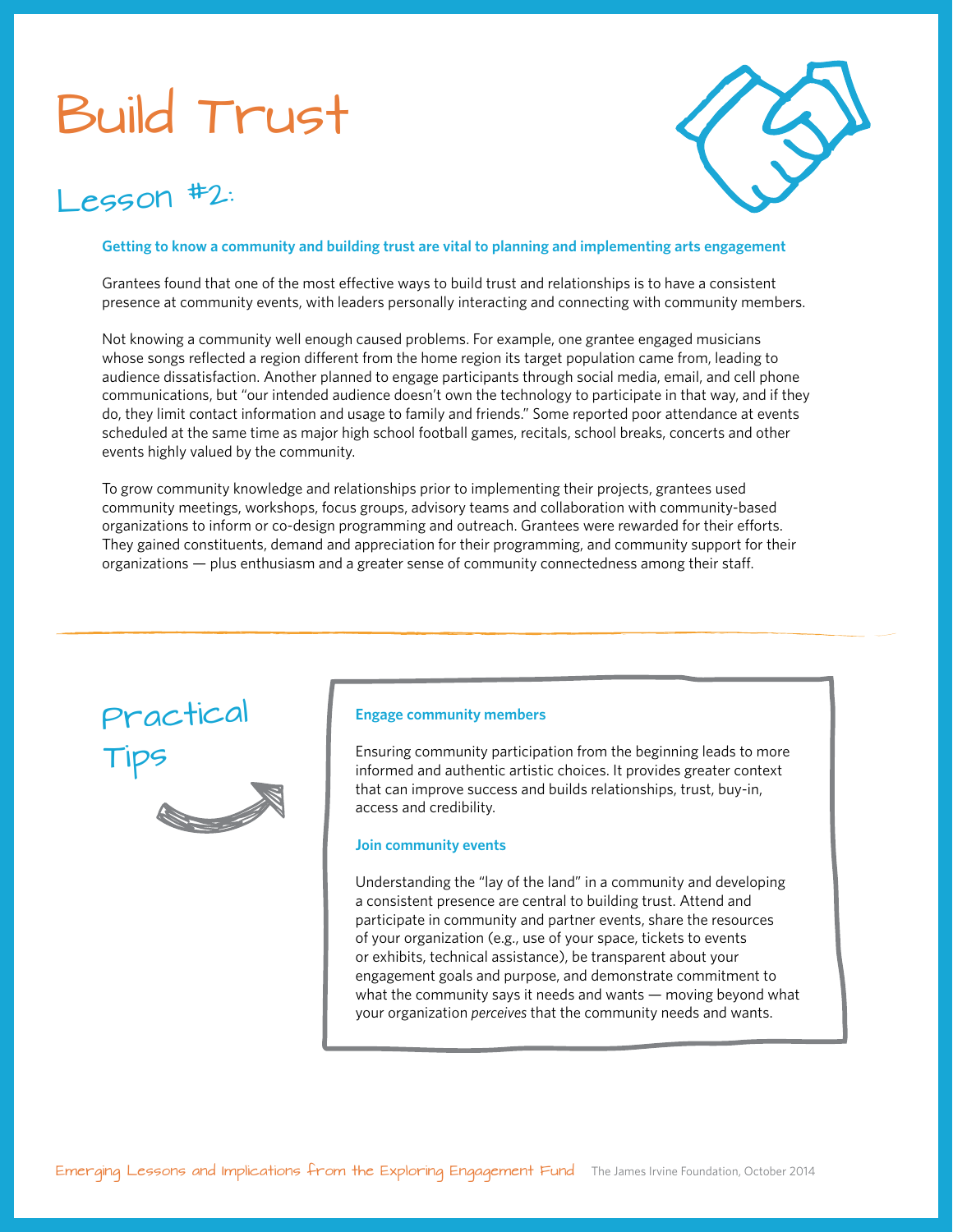# Build Trust

## Lesson #2:

**Getting to know a community and building trust are vital to planning and implementing arts engagement**

Grantees found that one of the most effective ways to build trust and relationships is to have a consistent presence at community events, with leaders personally interacting and connecting with community members.

Not knowing a community well enough caused problems. For example, one grantee engaged musicians whose songs reflected a region different from the home region its target population came from, leading to audience dissatisfaction. Another planned to engage participants through social media, email, and cell phone communications, but "our intended audience doesn't own the technology to participate in that way, and if they do, they limit contact information and usage to family and friends." Some reported poor attendance at events scheduled at the same time as major high school football games, recitals, school breaks, concerts and other events highly valued by the community.

To grow community knowledge and relationships prior to implementing their projects, grantees used community meetings, workshops, focus groups, advisory teams and collaboration with community-based organizations to inform or co-design programming and outreach. Grantees were rewarded for their efforts. They gained constituents, demand and appreciation for their programming, and community support for their organizations — plus enthusiasm and a greater sense of community connectedness among their staff.

## Practical Tips

**Engage community members**

Ensuring community participation from the beginning leads to more informed and authentic artistic choices. It provides greater context that can improve success and builds relationships, trust, buy-in, access and credibility.

**Join community events**

Understanding the "lay of the land" in a community and developing a consistent presence are central to building trust. Attend and participate in community and partner events, share the resources of your organization (e.g., use of your space, tickets to events or exhibits, technical assistance), be transparent about your engagement goals and purpose, and demonstrate commitment to what the community says it needs and wants — moving beyond what your organization *perceives* that the community needs and wants.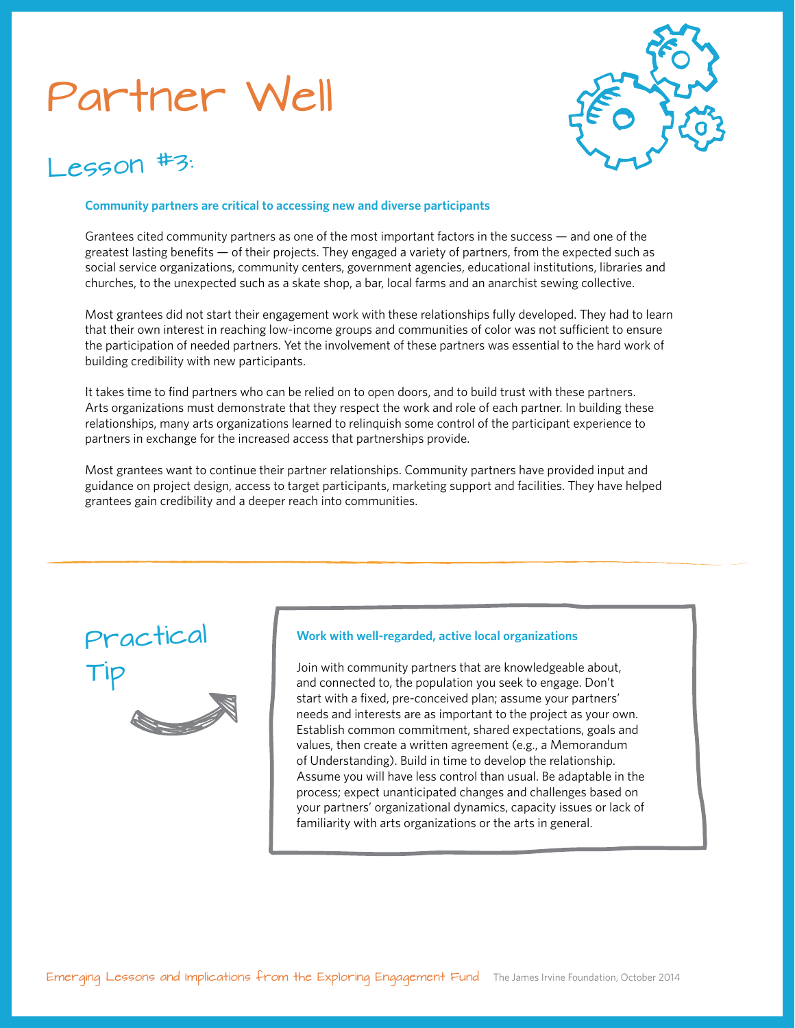# Partner Well

## Lesson #3:

**Community partners are critical to accessing new and diverse participants**

Grantees cited community partners as one of the most important factors in the success — and one of the greatest lasting benefits — of their projects. They engaged a variety of partners, from the expected such as social service organizations, community centers, government agencies, educational institutions, libraries and churches, to the unexpected such as a skate shop, a bar, local farms and an anarchist sewing collective.

Most grantees did not start their engagement work with these relationships fully developed. They had to learn that their own interest in reaching low-income groups and communities of color was not sufficient to ensure the participation of needed partners. Yet the involvement of these partners was essential to the hard work of building credibility with new participants.

It takes time to find partners who can be relied on to open doors, and to build trust with these partners. Arts organizations must demonstrate that they respect the work and role of each partner. In building these relationships, many arts organizations learned to relinquish some control of the participant experience to partners in exchange for the increased access that partnerships provide.

Most grantees want to continue their partner relationships. Community partners have provided input and guidance on project design, access to target participants, marketing support and facilities. They have helped grantees gain credibility and a deeper reach into communities.

---

## Practical Tip

**Work with well-regarded, active local organizations**

Join with community partners that are knowledgeable about, and connected to, the population you seek to engage. Don't start with a fixed, pre-conceived plan; assume your partners' needs and interests are as important to the project as your own. Establish common commitment, shared expectations, goals and values, then create a written agreement (e.g., a Memorandum of Understanding). Build in time to develop the relationship. Assume you will have less control than usual. Be adaptable in the process; expect unanticipated changes and challenges based on your partners' organizational dynamics, capacity issues or lack of familiarity with arts organizations or the arts in general.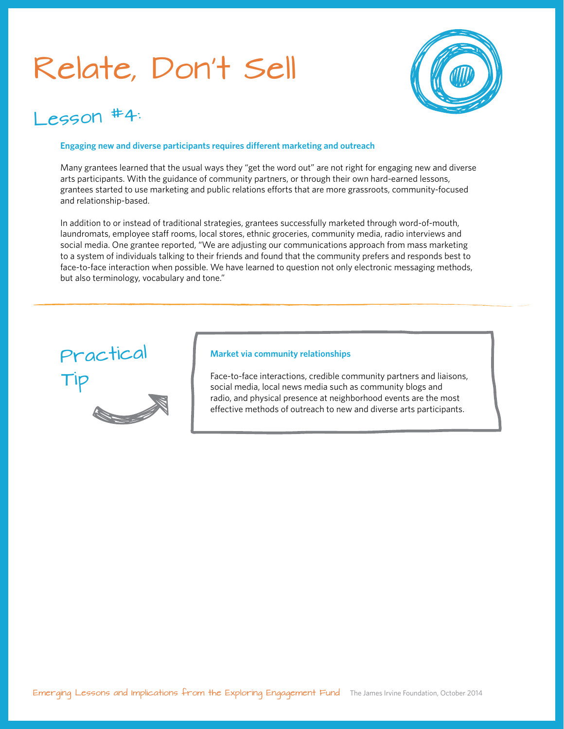# Relate, Don't Sell

## Lesson #4:

**Engaging new and diverse participants requires different marketing and outreach**

Many grantees learned that the usual ways they "get the word out" are not right for engaging new and diverse arts participants. With the guidance of community partners, or through their own hard-earned lessons, grantees started to use marketing and public relations efforts that are more grassroots, community-focused and relationship-based.

In addition to or instead of traditional strategies, grantees successfully marketed through word-of-mouth, laundromats, employee staff rooms, local stores, ethnic groceries, community media, radio interviews and social media. One grantee reported, "We are adjusting our communications approach from mass marketing to a system of individuals talking to their friends and found that the community prefers and responds best to face-to-face interaction when possible. We have learned to question not only electronic messaging methods, but also terminology, vocabulary and tone."

---

### Practical Tip

**Market via community relationships**

Face-to-face interactions, credible community partners and liaisons, social media, local news media such as community blogs and radio, and physical presence at neighborhood events are the most effective methods of outreach to new and diverse arts participants.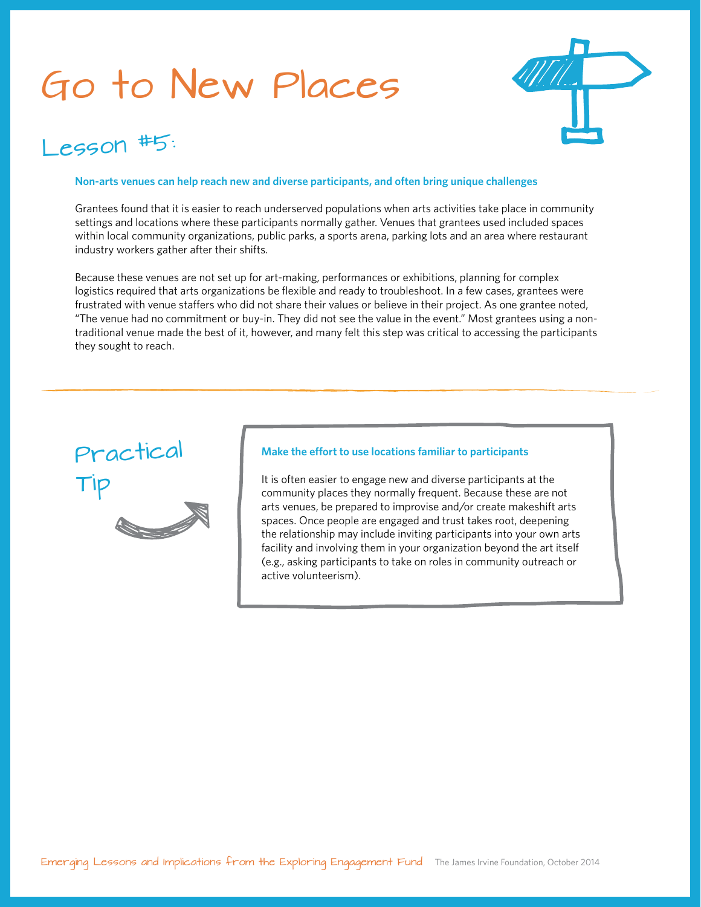# Go to New Places

## Lesson #5:

**Non-arts venues can help reach new and diverse participants, and often bring unique challenges**

Grantees found that it is easier to reach underserved populations when arts activities take place in community settings and locations where these participants normally gather. Venues that grantees used included spaces within local community organizations, public parks, a sports arena, parking lots and an area where restaurant industry workers gather after their shifts.

Because these venues are not set up for art-making, performances or exhibitions, planning for complex logistics required that arts organizations be flexible and ready to troubleshoot. In a few cases, grantees were frustrated with venue staffers who did not share their values or believe in their project. As one grantee noted, "The venue had no commitment or buy-in. They did not see the value in the event." Most grantees using a non-traditional venue made the best of it, however, and many felt this step was critical to accessing the participants they sought to reach.

## Practical Tip

**Make the effort to use locations familiar to participants**

It is often easier to engage new and diverse participants at the community places they normally frequent. Because these are not arts venues, be prepared to improvise and/or create makeshift arts spaces. Once people are engaged and trust takes root, deepening the relationship may include inviting participants into your own arts facility and involving them in your organization beyond the art itself (e.g., asking participants to take on roles in community outreach or active volunteerism).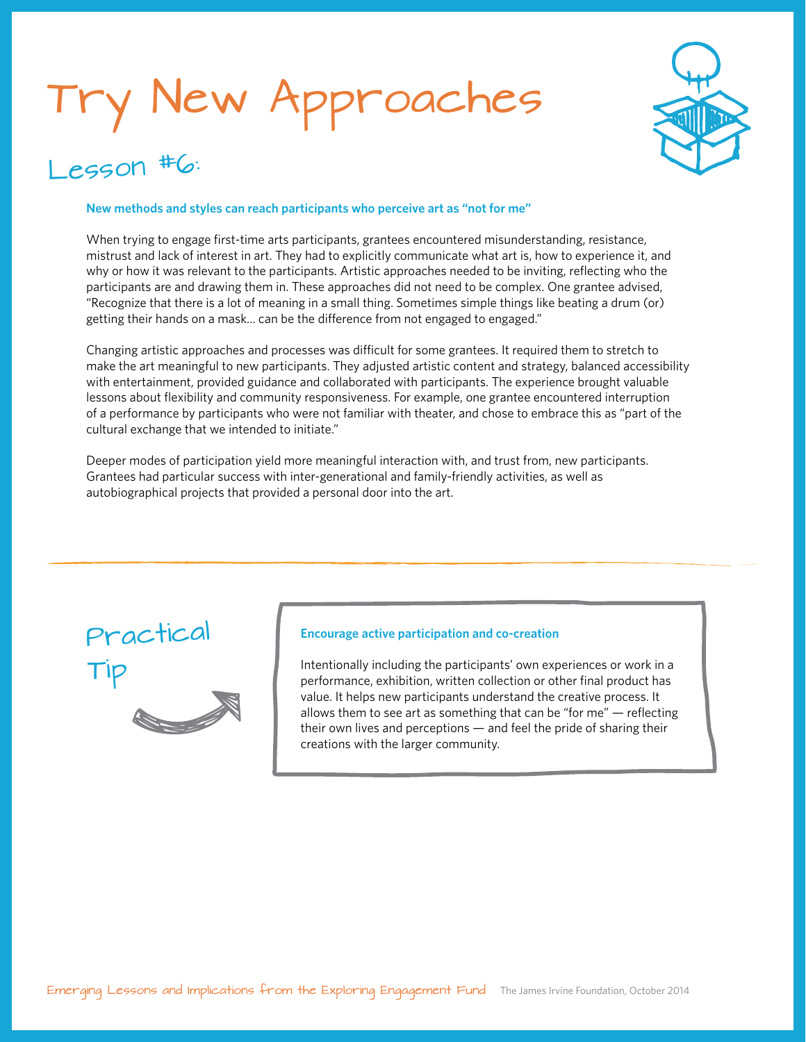# Try New Approaches

## Lesson #6:

**New methods and styles can reach participants who perceive art as "not for me"**

When trying to engage first-time arts participants, grantees encountered misunderstanding, resistance, mistrust and lack of interest in art. They had to explicitly communicate what art is, how to experience it, and why or how it was relevant to the participants. Artistic approaches needed to be inviting, reflecting who the participants are and drawing them in. These approaches did not need to be complex. One grantee advised, "Recognize that there is a lot of meaning in a small thing. Sometimes simple things like beating a drum (or) getting their hands on a mask... can be the difference from not engaged to engaged."

Changing artistic approaches and processes was difficult for some grantees. It required them to stretch to make the art meaningful to new participants. They adjusted artistic content and strategy, balanced accessibility with entertainment, provided guidance and collaborated with participants. The experience brought valuable lessons about flexibility and community responsiveness. For example, one grantee encountered interruption of a performance by participants who were not familiar with theater, and chose to embrace this as "part of the cultural exchange that we intended to initiate."

Deeper modes of participation yield more meaningful interaction with, and trust from, new participants. Grantees had particular success with inter-generational and family-friendly activities, as well as autobiographical projects that provided a personal door into the art.

---

## Practical Tip

**Encourage active participation and co-creation**

Intentionally including the participants' own experiences or work in a performance, exhibition, written collection or other final product has value. It helps new participants understand the creative process. It allows them to see art as something that can be "for me" — reflecting their own lives and perceptions — and feel the pride of sharing their creations with the larger community.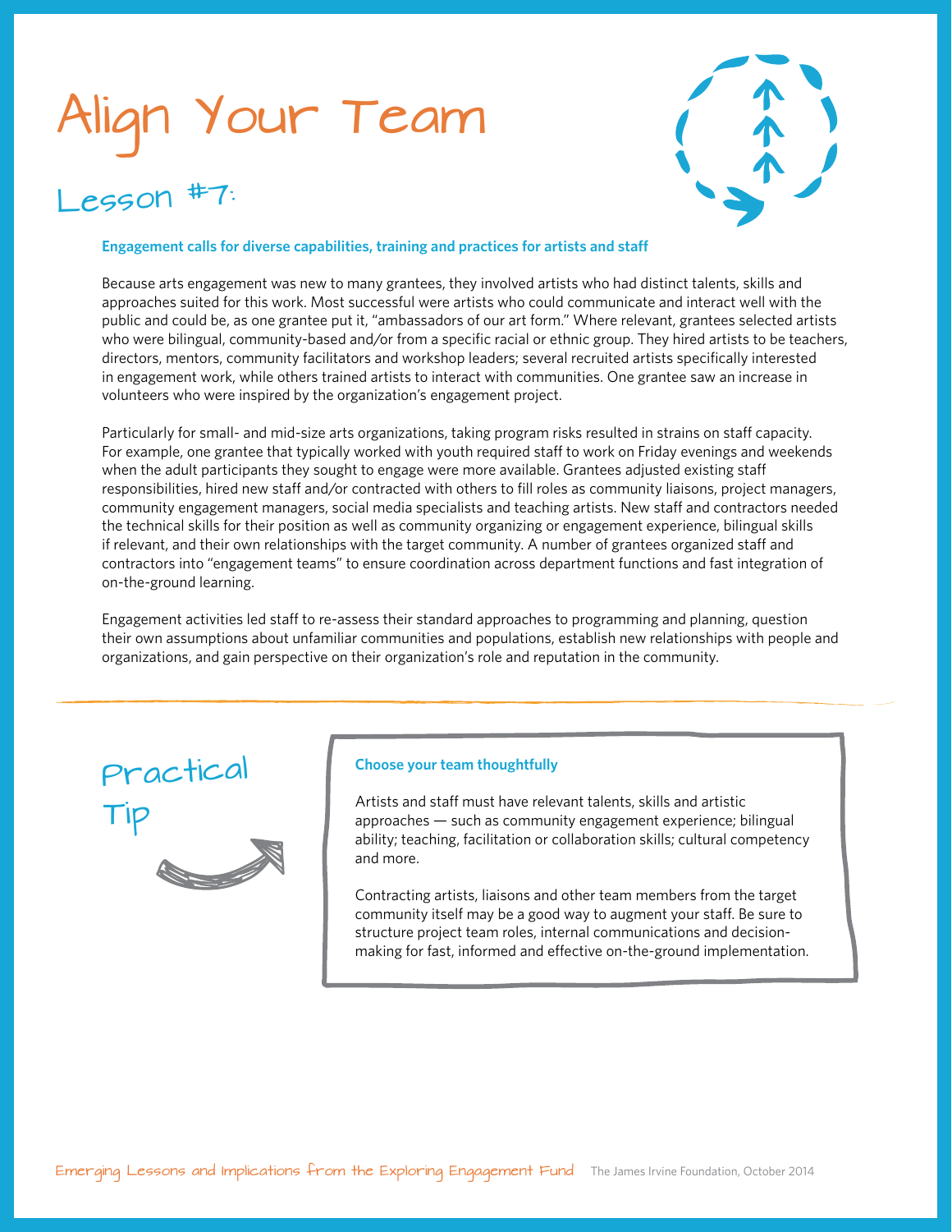# Align Your Team

## Lesson #7:

**Engagement calls for diverse capabilities, training and practices for artists and staff**

Because arts engagement was new to many grantees, they involved artists who had distinct talents, skills and approaches suited for this work. Most successful were artists who could communicate and interact well with the public and could be, as one grantee put it, "ambassadors of our art form." Where relevant, grantees selected artists who were bilingual, community-based and/or from a specific racial or ethnic group. They hired artists to be teachers, directors, mentors, community facilitators and workshop leaders; several recruited artists specifically interested in engagement work, while others trained artists to interact with communities. One grantee saw an increase in volunteers who were inspired by the organization's engagement project.

Particularly for small- and mid-size arts organizations, taking program risks resulted in strains on staff capacity. For example, one grantee that typically worked with youth required staff to work on Friday evenings and weekends when the adult participants they sought to engage were more available. Grantees adjusted existing staff responsibilities, hired new staff and/or contracted with others to fill roles as community liaisons, project managers, community engagement managers, social media specialists and teaching artists. New staff and contractors needed the technical skills for their position as well as community organizing or engagement experience, bilingual skills if relevant, and their own relationships with the target community. A number of grantees organized staff and contractors into "engagement teams" to ensure coordination across department functions and fast integration of on-the-ground learning.

Engagement activities led staff to re-assess their standard approaches to programming and planning, question their own assumptions about unfamiliar communities and populations, establish new relationships with people and organizations, and gain perspective on their organization's role and reputation in the community.

---

### Practical Tip

**Choose your team thoughtfully**

Artists and staff must have relevant talents, skills and artistic approaches — such as community engagement experience; bilingual ability; teaching, facilitation or collaboration skills; cultural competency and more.

Contracting artists, liaisons and other team members from the target community itself may be a good way to augment your staff. Be sure to structure project team roles, internal communications and decision-making for fast, informed and effective on-the-ground implementation.